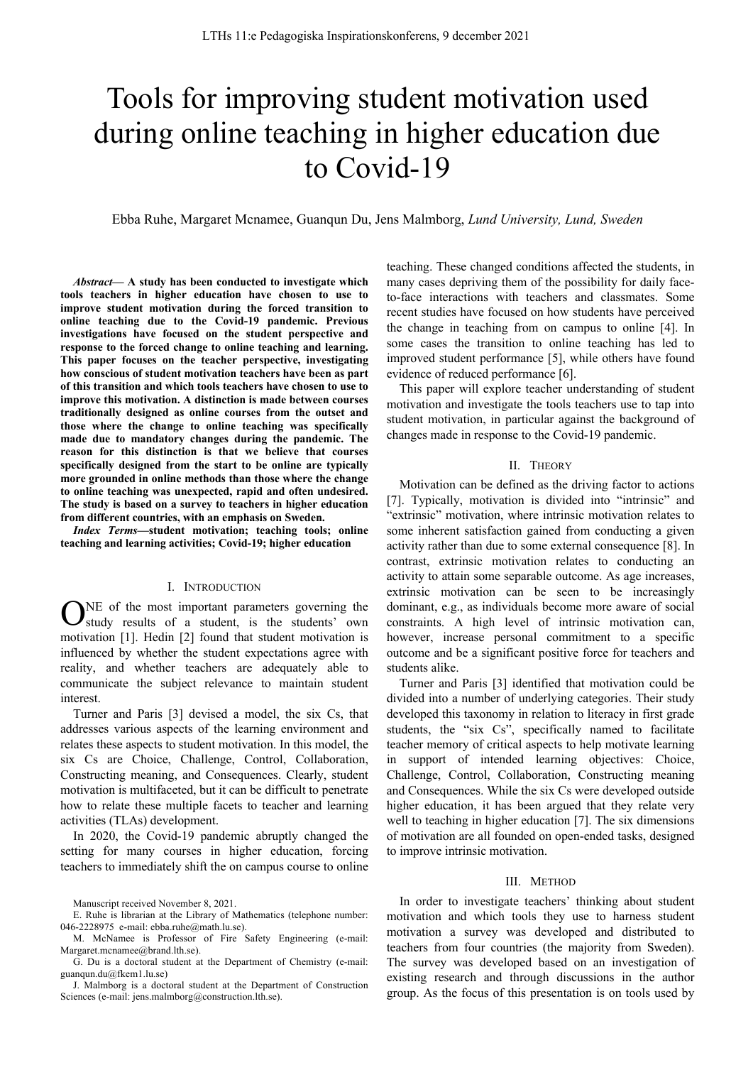# Tools for improving student motivation used during online teaching in higher education due to Covid-19

Ebba Ruhe, Margaret Mcnamee, Guanqun Du, Jens Malmborg, *Lund University, Lund, Sweden*

***Abstract*— A study has been conducted to investigate which tools teachers in higher education have chosen to use to improve student motivation during the forced transition to online teaching due to the Covid-19 pandemic. Previous investigations have focused on the student perspective and response to the forced change to online teaching and learning. This paper focuses on the teacher perspective, investigating how conscious of student motivation teachers have been as part of this transition and which tools teachers have chosen to use to improve this motivation. A distinction is made between courses traditionally designed as online courses from the outset and those where the change to online teaching was specifically made due to mandatory changes during the pandemic. The reason for this distinction is that we believe that courses specifically designed from the start to be online are typically more grounded in online methods than those where the change to online teaching was unexpected, rapid and often undesired. The study is based on a survey to teachers in higher education from different countries, with an emphasis on Sweden.**

***Index Terms*—student motivation; teaching tools; online teaching and learning activities; Covid-19; higher education**

## I. Introduction

ONE of the most important parameters governing the study results of a student, is the students' own motivation [1]. Hedin [2] found that student motivation is influenced by whether the student expectations agree with reality, and whether teachers are adequately able to communicate the subject relevance to maintain student interest.

Turner and Paris [3] devised a model, the six Cs, that addresses various aspects of the learning environment and relates these aspects to student motivation. In this model, the six Cs are Choice, Challenge, Control, Collaboration, Constructing meaning, and Consequences. Clearly, student motivation is multifaceted, but it can be difficult to penetrate how to relate these multiple facets to teacher and learning activities (TLAs) development.

In 2020, the Covid-19 pandemic abruptly changed the setting for many courses in higher education, forcing teachers to immediately shift the on campus course to online teaching. These changed conditions affected the students, in many cases depriving them of the possibility for daily face-to-face interactions with teachers and classmates. Some recent studies have focused on how students have perceived the change in teaching from on campus to online [4]. In some cases the transition to online teaching has led to improved student performance [5], while others have found evidence of reduced performance [6].

This paper will explore teacher understanding of student motivation and investigate the tools teachers use to tap into student motivation, in particular against the background of changes made in response to the Covid-19 pandemic.

## II. Theory

Motivation can be defined as the driving factor to actions [7]. Typically, motivation is divided into "intrinsic" and "extrinsic" motivation, where intrinsic motivation relates to some inherent satisfaction gained from conducting a given activity rather than due to some external consequence [8]. In contrast, extrinsic motivation relates to conducting an activity to attain some separable outcome. As age increases, extrinsic motivation can be seen to be increasingly dominant, e.g., as individuals become more aware of social constraints. A high level of intrinsic motivation can, however, increase personal commitment to a specific outcome and be a significant positive force for teachers and students alike.

Turner and Paris [3] identified that motivation could be divided into a number of underlying categories. Their study developed this taxonomy in relation to literacy in first grade students, the "six Cs", specifically named to facilitate teacher memory of critical aspects to help motivate learning in support of intended learning objectives: Choice, Challenge, Control, Collaboration, Constructing meaning and Consequences. While the six Cs were developed outside higher education, it has been argued that they relate very well to teaching in higher education [7]. The six dimensions of motivation are all founded on open-ended tasks, designed to improve intrinsic motivation.

## III. Method

In order to investigate teachers' thinking about student motivation and which tools they use to harness student motivation a survey was developed and distributed to teachers from four countries (the majority from Sweden). The survey was developed based on an investigation of existing research and through discussions in the author group. As the focus of this presentation is on tools used by

Manuscript received November 8, 2021.

E. Ruhe is librarian at the Library of Mathematics (telephone number: 046-2228975 e-mail: ebba.ruhe@math.lu.se).

M. McNamee is Professor of Fire Safety Engineering (e-mail: Margaret.mcnamee@brand.lth.se).

G. Du is a doctoral student at the Department of Chemistry (e-mail: guanqun.du@fkem1.lu.se)

J. Malmborg is a doctoral student at the Department of Construction Sciences (e-mail: jens.malmborg@construction.lth.se).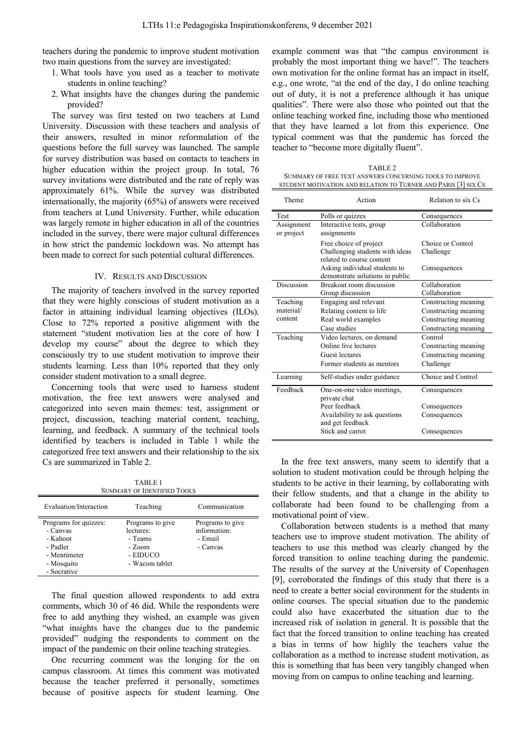teachers during the pandemic to improve student motivation two main questions from the survey are investigated:

1. What tools have you used as a teacher to motivate students in online teaching?
2. What insights have the changes during the pandemic provided?

The survey was first tested on two teachers at Lund University. Discussion with these teachers and analysis of their answers, resulted in minor reformulation of the questions before the full survey was launched. The sample for survey distribution was based on contacts to teachers in higher education within the project group. In total, 76 survey invitations were distributed and the rate of reply was approximately 61%. While the survey was distributed internationally, the majority (65%) of answers were received from teachers at Lund University. Further, while education was largely remote in higher education in all of the countries included in the survey, there were major cultural differences in how strict the pandemic lockdown was. No attempt has been made to correct for such potential cultural differences.

## IV. Results and Discussion

The majority of teachers involved in the survey reported that they were highly conscious of student motivation as a factor in attaining individual learning objectives (ILOs). Close to 72% reported a positive alignment with the statement "student motivation lies at the core of how I develop my course" about the degree to which they consciously try to use student motivation to improve their students learning. Less than 10% reported that they only consider student motivation to a small degree.

Concerning tools that were used to harness student motivation, the free text answers were analysed and categorized into seven main themes: test, assignment or project, discussion, teaching material content, teaching, learning, and feedback. A summary of the technical tools identified by teachers is included in Table 1 while the categorized free text answers and their relationship to the six Cs are summarized in Table 2.

TABLE 1
Summary of Identified Tools

| Evaluation/Interaction | Teaching | Communication |
|---|---|---|
| Programs for quizzes:<br>- Canvas<br>- Kahoot<br>- Padlet<br>- Mentimeter<br>- Mosquito<br>- Socrative | Programs to give lectures:<br>- Teams<br>- Zoom<br>- EIDUCO<br>- Wacom tablet | Programs to give information:<br>- Email<br>- Canvas |

The final question allowed respondents to add extra comments, which 30 of 46 did. While the respondents were free to add anything they wished, an example was given "what insights have the changes due to the pandemic provided" nudging the respondents to comment on the impact of the pandemic on their online teaching strategies.

One recurring comment was the longing for the on campus classroom. At times this comment was motivated because the teacher preferred it personally, sometimes because of positive aspects for student learning. One example comment was that "the campus environment is probably the most important thing we have!". The teachers own motivation for the online format has an impact in itself, e.g., one wrote, "at the end of the day, I do online teaching out of duty, it is not a preference although it has unique qualities". There were also those who pointed out that the online teaching worked fine, including those who mentioned that they have learned a lot from this experience. One typical comment was that the pandemic has forced the teacher to "become more digitally fluent".

TABLE 2
Summary of free text answers concerning tools to improve student motivation and relation to Turner and Paris [3] six Cs

| Theme | Action | Relation to six Cs |
|---|---|---|
| Test | Polls or quizzes | Consequences |
| Assignment or project | Interactive tests, group assignments | Collaboration |
| | Free choice of project | Choice or Control |
| | Challenging students with ideas related to course content | Challenge |
| | Asking individual students to demonstrate solutions in public | Consequences |
| Discussion | Breakout room discussion | Collaboration |
| | Group discussion | Collaboration |
| Teaching material/ content | Engaging and relevant | Constructing meaning |
| | Relating content to life | Constructing meaning |
| | Real world examples | Constructing meaning |
| | Case studies | Constructing meaning |
| Teaching | Video lectures, on demand | Control |
| | Online live lectures | Constructing meaning |
| | Guest lectures | Constructing meaning |
| | Former students as mentors | Challenge |
| Learning | Self-studies under guidance | Choice and Control |
| Feedback | One-on-one video meetings, private chat | Consequences |
| | Peer feedback | Consequences |
| | Availability to ask questions and get feedback | Consequences |
| | Stick and carrot | Consequences |

In the free text answers, many seem to identify that a solution to student motivation could be through helping the students to be active in their learning, by collaborating with their fellow students, and that a change in the ability to collaborate had been found to be challenging from a motivational point of view.

Collaboration between students is a method that many teachers use to improve student motivation. The ability of teachers to use this method was clearly changed by the forced transition to online teaching during the pandemic. The results of the survey at the University of Copenhagen [9], corroborated the findings of this study that there is a need to create a better social environment for the students in online courses. The special situation due to the pandemic could also have exacerbated the situation due to the increased risk of isolation in general. It is possible that the fact that the forced transition to online teaching has created a bias in terms of how highly the teachers value the collaboration as a method to increase student motivation, as this is something that has been very tangibly changed when moving from on campus to online teaching and learning.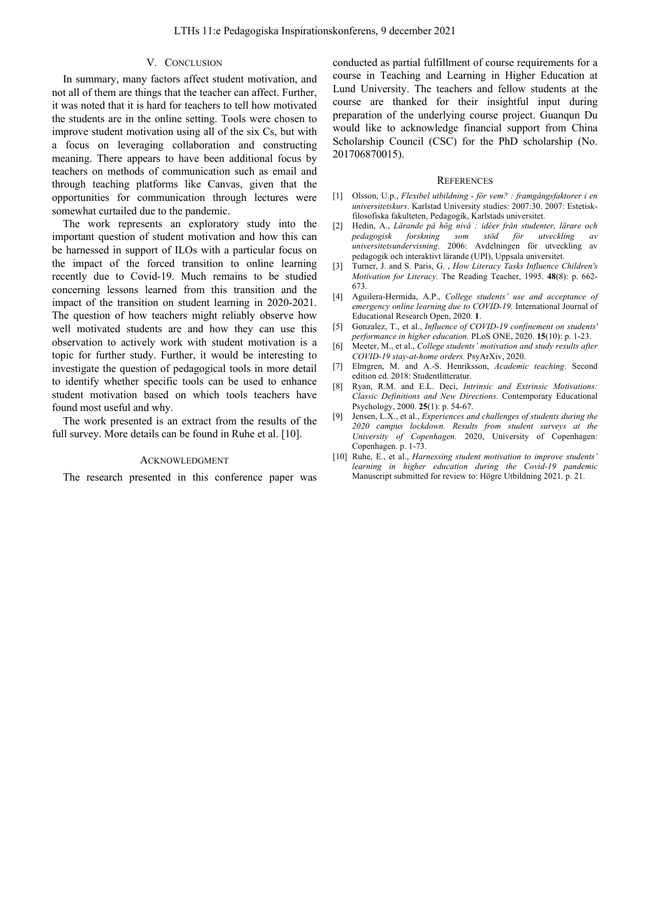## V. Conclusion

In summary, many factors affect student motivation, and not all of them are things that the teacher can affect. Further, it was noted that it is hard for teachers to tell how motivated the students are in the online setting. Tools were chosen to improve student motivation using all of the six Cs, but with a focus on leveraging collaboration and constructing meaning. There appears to have been additional focus by teachers on methods of communication such as email and through teaching platforms like Canvas, given that the opportunities for communication through lectures were somewhat curtailed due to the pandemic.

The work represents an exploratory study into the important question of student motivation and how this can be harnessed in support of ILOs with a particular focus on the impact of the forced transition to online learning recently due to Covid-19. Much remains to be studied concerning lessons learned from this transition and the impact of the transition on student learning in 2020-2021. The question of how teachers might reliably observe how well motivated students are and how they can use this observation to actively work with student motivation is a topic for further study. Further, it would be interesting to investigate the question of pedagogical tools in more detail to identify whether specific tools can be used to enhance student motivation based on which tools teachers have found most useful and why.

The work presented is an extract from the results of the full survey. More details can be found in Ruhe et al. [10].

## Acknowledgment

The research presented in this conference paper was conducted as partial fulfillment of course requirements for a course in Teaching and Learning in Higher Education at Lund University. The teachers and fellow students at the course are thanked for their insightful input during preparation of the underlying course project. Guanqun Du would like to acknowledge financial support from China Scholarship Council (CSC) for the PhD scholarship (No. 201706870015).

## References

[1] Olsson, U.p., *Flexibel utbildning - för vem? : framgångsfaktorer i en universitetskurs*. Karlstad University studies: 2007:30. 2007: Estetisk-filosofiska fakulteten, Pedagogik, Karlstads universitet.

[2] Hedin, A., *Lärande på hög nivå : idéer från studenter, lärare och pedagogisk forskning som stöd för utveckling av universitetsundervisning*. 2006: Avdelningen för utveckling av pedagogik och interaktivt lärande (UPI), Uppsala universitet.

[3] Turner, J. and S. Paris, G. , *How Literacy Tasks Influence Children's Motivation for Literacy.* The Reading Teacher, 1995. **48**(8): p. 662-673.

[4] Aguilera-Hermida, A.P., *College students' use and acceptance of emergency online learning due to COVID-19.* International Journal of Educational Research Open, 2020. **1**.

[5] Gonzalez, T., et al., *Influence of COVID-19 confinement on students' performance in higher education.* PLoS ONE, 2020. **15**(10): p. 1-23.

[6] Meeter, M., et al., *College students' motivation and study results after COVID-19 stay-at-home orders.* PsyArXiv, 2020.

[7] Elmgren, M. and A.-S. Henriksson, *Academic teaching*. Second edition ed. 2018: Studentlitteratur.

[8] Ryan, R.M. and E.L. Deci, *Intrinsic and Extrinsic Motivations: Classic Definitions and New Directions.* Contemporary Educational Psychology, 2000. **25**(1): p. 54-67.

[9] Jensen, L.X., et al., *Experiences and challenges of students during the 2020 campus lockdown. Results from student surveys at the University of Copenhagen.* 2020, University of Copenhagen: Copenhagen. p. 1-73.

[10] Ruhe, E., et al., *Harnessing student motivation to improve students' learning in higher education during the Covid-19 pandemic* Manuscript submitted for review to: Högre Utbildning 2021. p. 21.